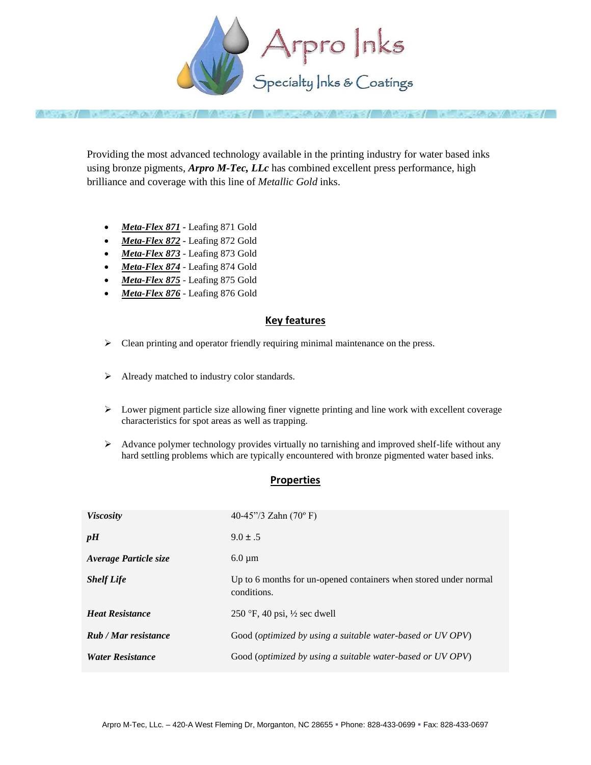# Arpro Inks

## Specialty Inks & Coatings

Providing the most advanced technology available in the printing industry for water based inks using bronze pigments, ***Arpro M-Tec, LLc*** has combined excellent press performance, high brilliance and coverage with this line of *Metallic Gold* inks.

- ***Meta-Flex 871*** - Leafing 871 Gold
- ***Meta-Flex 872*** - Leafing 872 Gold
- ***Meta-Flex 873*** - Leafing 873 Gold
- ***Meta-Flex 874*** - Leafing 874 Gold
- ***Meta-Flex 875*** - Leafing 875 Gold
- ***Meta-Flex 876*** - Leafing 876 Gold

## Key features

- Clean printing and operator friendly requiring minimal maintenance on the press.
- Already matched to industry color standards.
- Lower pigment particle size allowing finer vignette printing and line work with excellent coverage characteristics for spot areas as well as trapping.
- Advance polymer technology provides virtually no tarnishing and improved shelf-life without any hard settling problems which are typically encountered with bronze pigmented water based inks.

## Properties

| | |
|---|---|
| ***Viscosity*** | 40-45"/3 Zahn (70º F) |
| ***pH*** | 9.0 ± .5 |
| ***Average Particle size*** | 6.0 µm |
| ***Shelf Life*** | Up to 6 months for un-opened containers when stored under normal conditions. |
| ***Heat Resistance*** | 250 °F, 40 psi, ½ sec dwell |
| ***Rub / Mar resistance*** | Good (*optimized by using a suitable water-based or UV OPV*) |
| ***Water Resistance*** | Good (*optimized by using a suitable water-based or UV OPV*) |

Arpro M-Tec, LLc. – 420-A West Fleming Dr, Morganton, NC 28655 ▪ Phone: 828-433-0699 ▪ Fax: 828-433-0697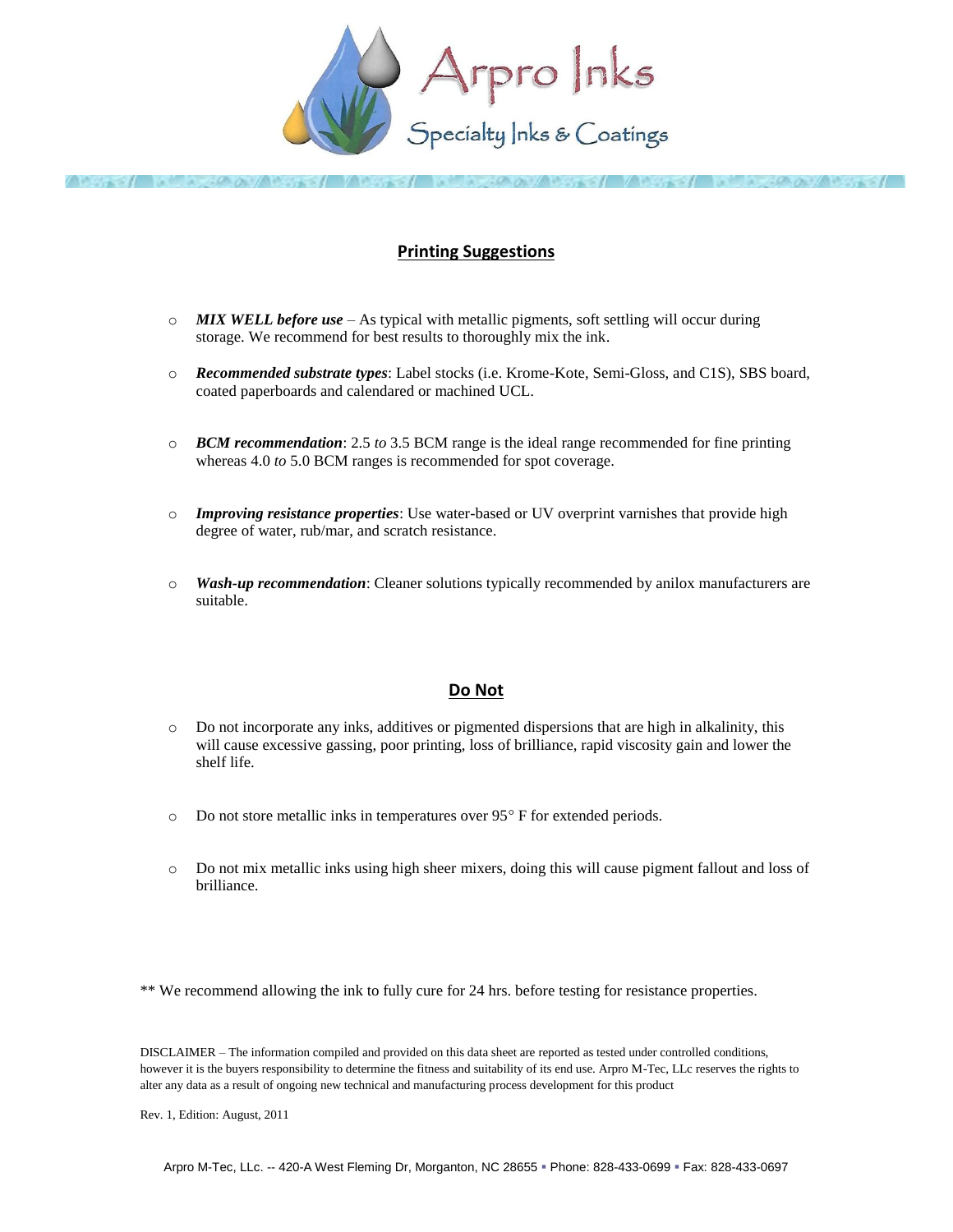## Printing Suggestions

- ***MIX WELL before use*** – As typical with metallic pigments, soft settling will occur during storage. We recommend for best results to thoroughly mix the ink.
- ***Recommended substrate types***: Label stocks (i.e. Krome-Kote, Semi-Gloss, and C1S), SBS board, coated paperboards and calendared or machined UCL.
- ***BCM recommendation***: 2.5 *to* 3.5 BCM range is the ideal range recommended for fine printing whereas 4.0 *to* 5.0 BCM ranges is recommended for spot coverage.
- ***Improving resistance properties***: Use water-based or UV overprint varnishes that provide high degree of water, rub/mar, and scratch resistance.
- ***Wash-up recommendation***: Cleaner solutions typically recommended by anilox manufacturers are suitable.

## Do Not

- Do not incorporate any inks, additives or pigmented dispersions that are high in alkalinity, this will cause excessive gassing, poor printing, loss of brilliance, rapid viscosity gain and lower the shelf life.
- Do not store metallic inks in temperatures over 95° F for extended periods.
- Do not mix metallic inks using high sheer mixers, doing this will cause pigment fallout and loss of brilliance.

** We recommend allowing the ink to fully cure for 24 hrs. before testing for resistance properties.

DISCLAIMER – The information compiled and provided on this data sheet are reported as tested under controlled conditions, however it is the buyers responsibility to determine the fitness and suitability of its end use. Arpro M-Tec, LLc reserves the rights to alter any data as a result of ongoing new technical and manufacturing process development for this product

Rev. 1, Edition: August, 2011